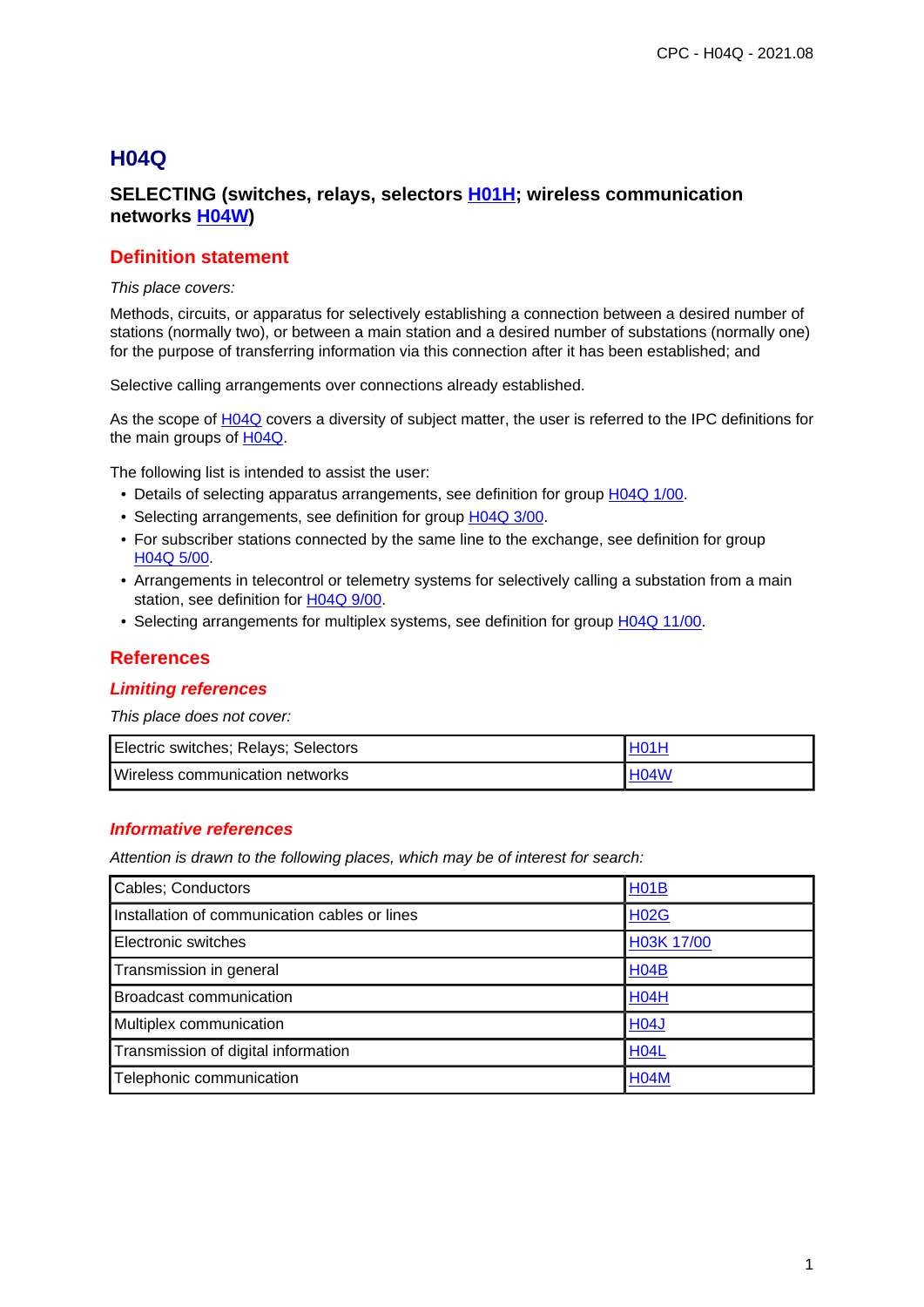# H04Q

## SELECTING (switches, relays, selectors H01H; wireless communication networks H04W)

## Definition statement

*This place covers:*

Methods, circuits, or apparatus for selectively establishing a connection between a desired number of stations (normally two), or between a main station and a desired number of substations (normally one) for the purpose of transferring information via this connection after it has been established; and

Selective calling arrangements over connections already established.

As the scope of H04Q covers a diversity of subject matter, the user is referred to the IPC definitions for the main groups of H04Q.

The following list is intended to assist the user:

- Details of selecting apparatus arrangements, see definition for group H04Q 1/00.
- Selecting arrangements, see definition for group H04Q 3/00.
- For subscriber stations connected by the same line to the exchange, see definition for group H04Q 5/00.
- Arrangements in telecontrol or telemetry systems for selectively calling a substation from a main station, see definition for H04Q 9/00.
- Selecting arrangements for multiplex systems, see definition for group H04Q 11/00.

## References

### *Limiting references*

*This place does not cover:*

| | |
|---|---|
| Electric switches; Relays; Selectors | H01H |
| Wireless communication networks | H04W |

### *Informative references*

*Attention is drawn to the following places, which may be of interest for search:*

| | |
|---|---|
| Cables; Conductors | H01B |
| Installation of communication cables or lines | H02G |
| Electronic switches | H03K 17/00 |
| Transmission in general | H04B |
| Broadcast communication | H04H |
| Multiplex communication | H04J |
| Transmission of digital information | H04L |
| Telephonic communication | H04M |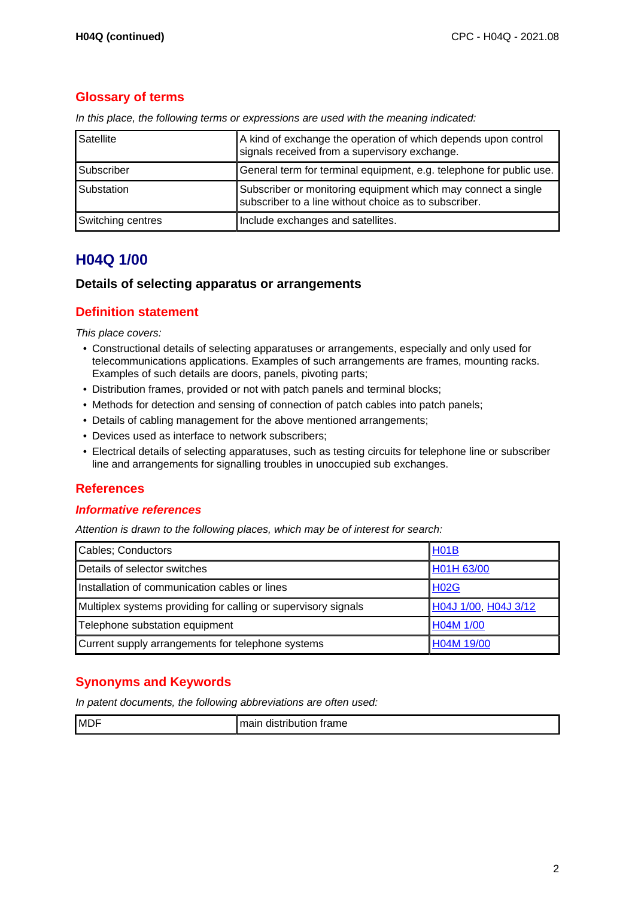## Glossary of terms

*In this place, the following terms or expressions are used with the meaning indicated:*

| | |
|---|---|
| Satellite | A kind of exchange the operation of which depends upon control signals received from a supervisory exchange. |
| Subscriber | General term for terminal equipment, e.g. telephone for public use. |
| Substation | Subscriber or monitoring equipment which may connect a single subscriber to a line without choice as to subscriber. |
| Switching centres | Include exchanges and satellites. |

# H04Q 1/00

### Details of selecting apparatus or arrangements

## Definition statement

*This place covers:*

- Constructional details of selecting apparatuses or arrangements, especially and only used for telecommunications applications. Examples of such arrangements are frames, mounting racks. Examples of such details are doors, panels, pivoting parts;
- Distribution frames, provided or not with patch panels and terminal blocks;
- Methods for detection and sensing of connection of patch cables into patch panels;
- Details of cabling management for the above mentioned arrangements;
- Devices used as interface to network subscribers;
- Electrical details of selecting apparatuses, such as testing circuits for telephone line or subscriber line and arrangements for signalling troubles in unoccupied sub exchanges.

## References

### *Informative references*

*Attention is drawn to the following places, which may be of interest for search:*

| | |
|---|---|
| Cables; Conductors | H01B |
| Details of selector switches | H01H 63/00 |
| Installation of communication cables or lines | H02G |
| Multiplex systems providing for calling or supervisory signals | H04J 1/00, H04J 3/12 |
| Telephone substation equipment | H04M 1/00 |
| Current supply arrangements for telephone systems | H04M 19/00 |

## Synonyms and Keywords

*In patent documents, the following abbreviations are often used:*

| | |
|---|---|
| MDF | main distribution frame |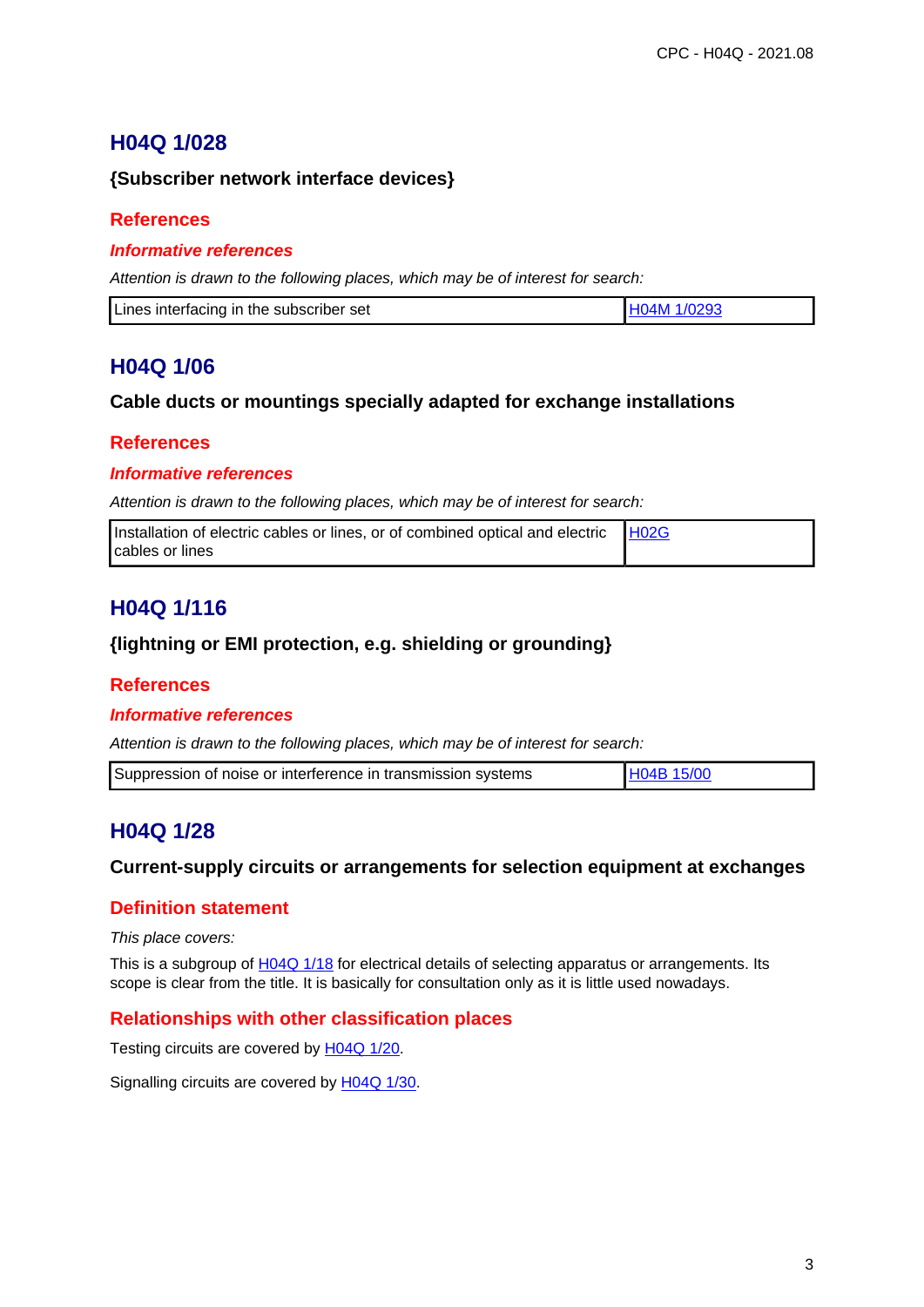## H04Q 1/028

**{Subscriber network interface devices}**

### References

#### *Informative references*

*Attention is drawn to the following places, which may be of interest for search:*

| Lines interfacing in the subscriber set | H04M 1/0293 |
|---|---|

## H04Q 1/06

**Cable ducts or mountings specially adapted for exchange installations**

### References

#### *Informative references*

*Attention is drawn to the following places, which may be of interest for search:*

| Installation of electric cables or lines, or of combined optical and electric cables or lines | H02G |
|---|---|

## H04Q 1/116

**{lightning or EMI protection, e.g. shielding or grounding}**

### References

#### *Informative references*

*Attention is drawn to the following places, which may be of interest for search:*

| Suppression of noise or interference in transmission systems | H04B 15/00 |
|---|---|

## H04Q 1/28

**Current-supply circuits or arrangements for selection equipment at exchanges**

### Definition statement

*This place covers:*

This is a subgroup of H04Q 1/18 for electrical details of selecting apparatus or arrangements. Its scope is clear from the title. It is basically for consultation only as it is little used nowadays.

### Relationships with other classification places

Testing circuits are covered by H04Q 1/20.

Signalling circuits are covered by H04Q 1/30.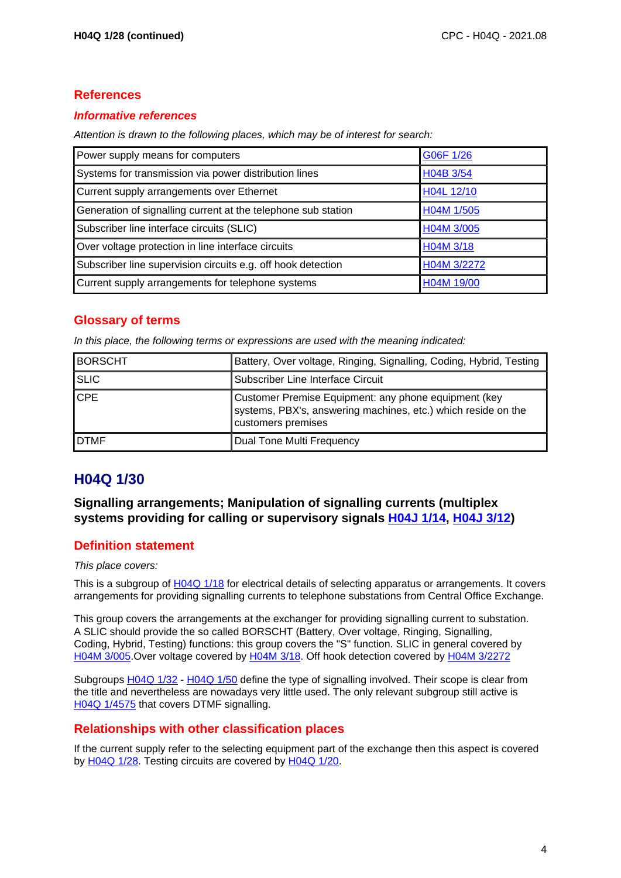## References

### Informative references

*Attention is drawn to the following places, which may be of interest for search:*

| | |
|---|---|
| Power supply means for computers | G06F 1/26 |
| Systems for transmission via power distribution lines | H04B 3/54 |
| Current supply arrangements over Ethernet | H04L 12/10 |
| Generation of signalling current at the telephone sub station | H04M 1/505 |
| Subscriber line interface circuits (SLIC) | H04M 3/005 |
| Over voltage protection in line interface circuits | H04M 3/18 |
| Subscriber line supervision circuits e.g. off hook detection | H04M 3/2272 |
| Current supply arrangements for telephone systems | H04M 19/00 |

## Glossary of terms

*In this place, the following terms or expressions are used with the meaning indicated:*

| | |
|---|---|
| BORSCHT | Battery, Over voltage, Ringing, Signalling, Coding, Hybrid, Testing |
| SLIC | Subscriber Line Interface Circuit |
| CPE | Customer Premise Equipment: any phone equipment (key systems, PBX's, answering machines, etc.) which reside on the customers premises |
| DTMF | Dual Tone Multi Frequency |

# H04Q 1/30

### Signalling arrangements; Manipulation of signalling currents (multiplex systems providing for calling or supervisory signals H04J 1/14, H04J 3/12)

## Definition statement

*This place covers:*

This is a subgroup of H04Q 1/18 for electrical details of selecting apparatus or arrangements. It covers arrangements for providing signalling currents to telephone substations from Central Office Exchange.

This group covers the arrangements at the exchanger for providing signalling current to substation. A SLIC should provide the so called BORSCHT (Battery, Over voltage, Ringing, Signalling, Coding, Hybrid, Testing) functions: this group covers the "S" function. SLIC in general covered by H04M 3/005.Over voltage covered by H04M 3/18. Off hook detection covered by H04M 3/2272

Subgroups H04Q 1/32 - H04Q 1/50 define the type of signalling involved. Their scope is clear from the title and nevertheless are nowadays very little used. The only relevant subgroup still active is H04Q 1/4575 that covers DTMF signalling.

## Relationships with other classification places

If the current supply refer to the selecting equipment part of the exchange then this aspect is covered by H04Q 1/28. Testing circuits are covered by H04Q 1/20.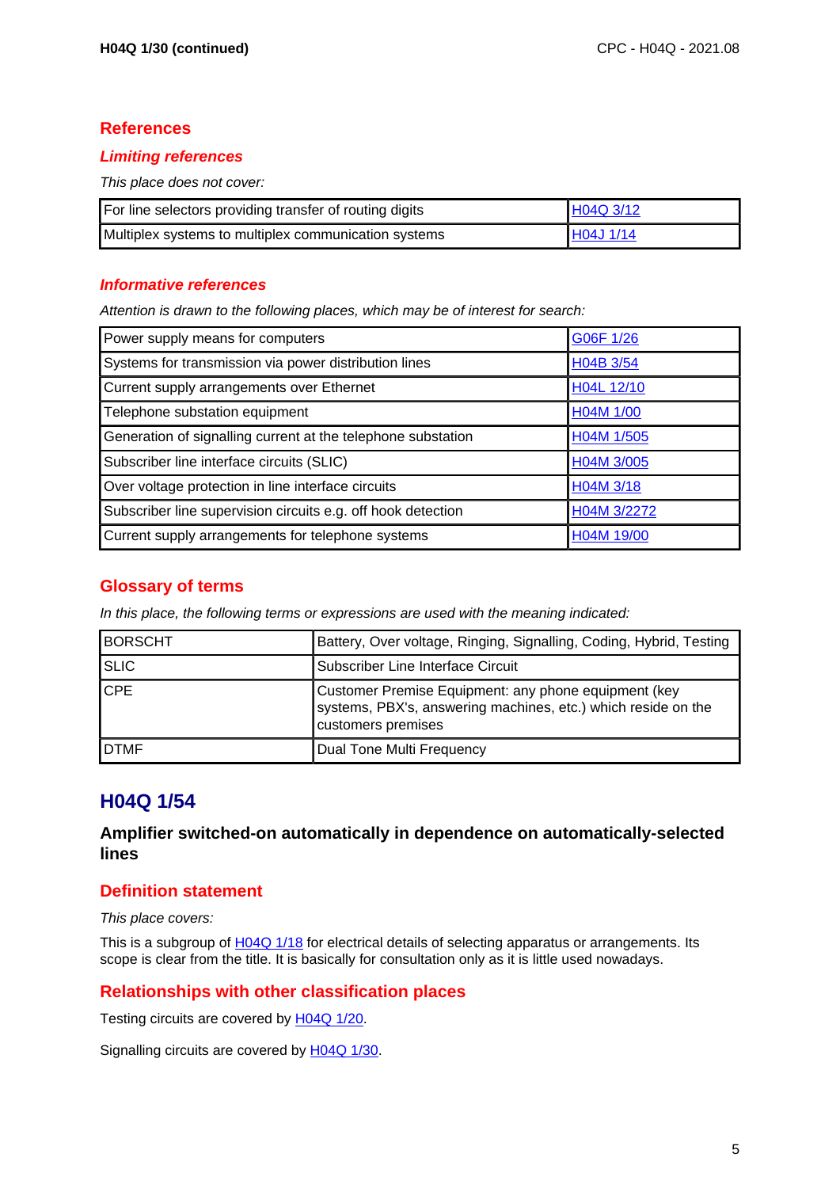## References

### *Limiting references*

*This place does not cover:*

| | |
|---|---|
| For line selectors providing transfer of routing digits | H04Q 3/12 |
| Multiplex systems to multiplex communication systems | H04J 1/14 |

### *Informative references*

*Attention is drawn to the following places, which may be of interest for search:*

| | |
|---|---|
| Power supply means for computers | G06F 1/26 |
| Systems for transmission via power distribution lines | H04B 3/54 |
| Current supply arrangements over Ethernet | H04L 12/10 |
| Telephone substation equipment | H04M 1/00 |
| Generation of signalling current at the telephone substation | H04M 1/505 |
| Subscriber line interface circuits (SLIC) | H04M 3/005 |
| Over voltage protection in line interface circuits | H04M 3/18 |
| Subscriber line supervision circuits e.g. off hook detection | H04M 3/2272 |
| Current supply arrangements for telephone systems | H04M 19/00 |

## Glossary of terms

*In this place, the following terms or expressions are used with the meaning indicated:*

| | |
|---|---|
| BORSCHT | Battery, Over voltage, Ringing, Signalling, Coding, Hybrid, Testing |
| SLIC | Subscriber Line Interface Circuit |
| CPE | Customer Premise Equipment: any phone equipment (key systems, PBX's, answering machines, etc.) which reside on the customers premises |
| DTMF | Dual Tone Multi Frequency |

# H04Q 1/54

### Amplifier switched-on automatically in dependence on automatically-selected lines

## Definition statement

*This place covers:*

This is a subgroup of H04Q 1/18 for electrical details of selecting apparatus or arrangements. Its scope is clear from the title. It is basically for consultation only as it is little used nowadays.

## Relationships with other classification places

Testing circuits are covered by H04Q 1/20.

Signalling circuits are covered by H04Q 1/30.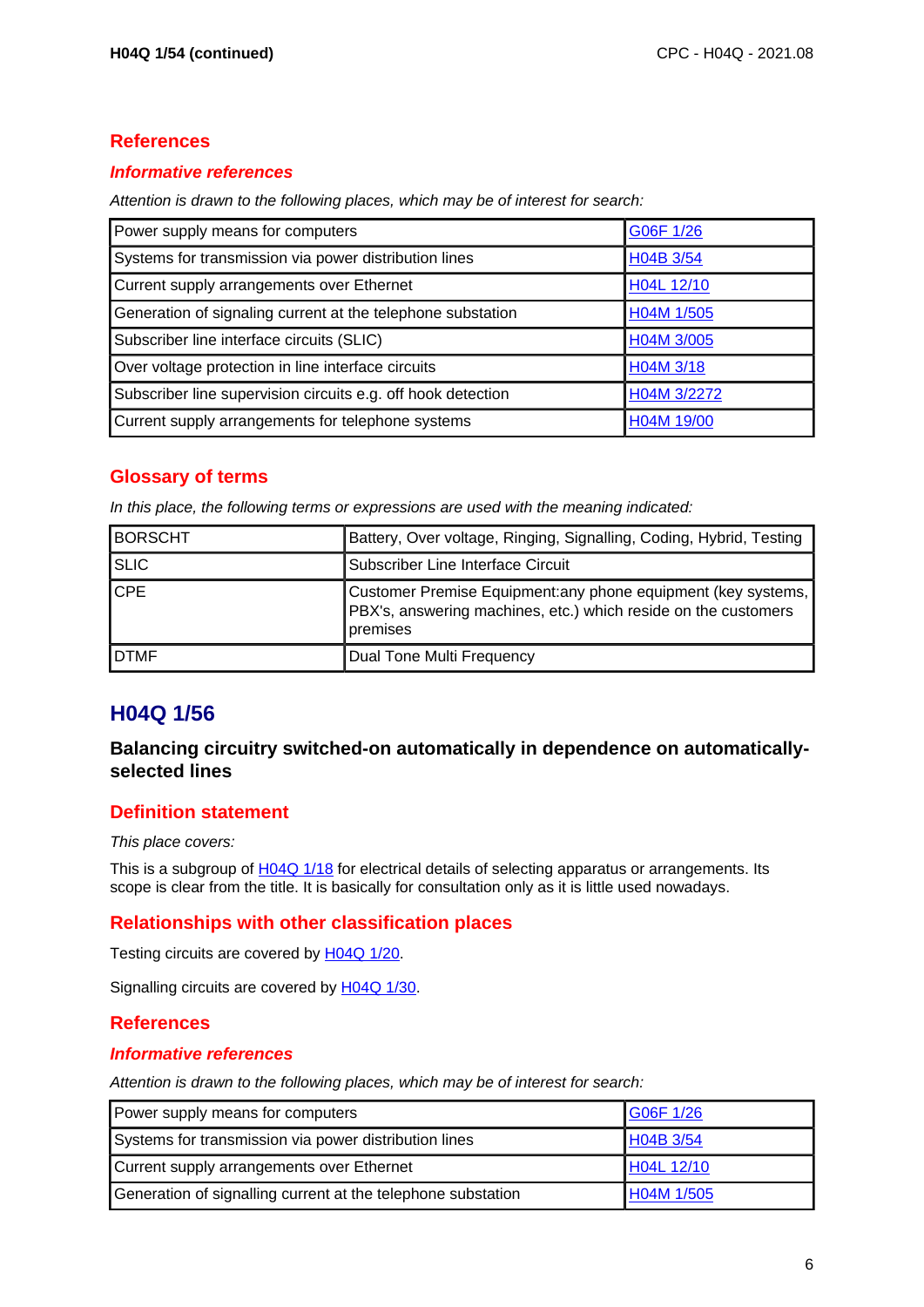## References

### *Informative references*

*Attention is drawn to the following places, which may be of interest for search:*

| | |
|---|---|
| Power supply means for computers | G06F 1/26 |
| Systems for transmission via power distribution lines | H04B 3/54 |
| Current supply arrangements over Ethernet | H04L 12/10 |
| Generation of signaling current at the telephone substation | H04M 1/505 |
| Subscriber line interface circuits (SLIC) | H04M 3/005 |
| Over voltage protection in line interface circuits | H04M 3/18 |
| Subscriber line supervision circuits e.g. off hook detection | H04M 3/2272 |
| Current supply arrangements for telephone systems | H04M 19/00 |

## Glossary of terms

*In this place, the following terms or expressions are used with the meaning indicated:*

| | |
|---|---|
| BORSCHT | Battery, Over voltage, Ringing, Signalling, Coding, Hybrid, Testing |
| SLIC | Subscriber Line Interface Circuit |
| CPE | Customer Premise Equipment:any phone equipment (key systems, PBX's, answering machines, etc.) which reside on the customers premises |
| DTMF | Dual Tone Multi Frequency |

# H04Q 1/56

**Balancing circuitry switched-on automatically in dependence on automatically-selected lines**

## Definition statement

*This place covers:*

This is a subgroup of H04Q 1/18 for electrical details of selecting apparatus or arrangements. Its scope is clear from the title. It is basically for consultation only as it is little used nowadays.

## Relationships with other classification places

Testing circuits are covered by H04Q 1/20.

Signalling circuits are covered by H04Q 1/30.

## References

### *Informative references*

*Attention is drawn to the following places, which may be of interest for search:*

| | |
|---|---|
| Power supply means for computers | G06F 1/26 |
| Systems for transmission via power distribution lines | H04B 3/54 |
| Current supply arrangements over Ethernet | H04L 12/10 |
| Generation of signalling current at the telephone substation | H04M 1/505 |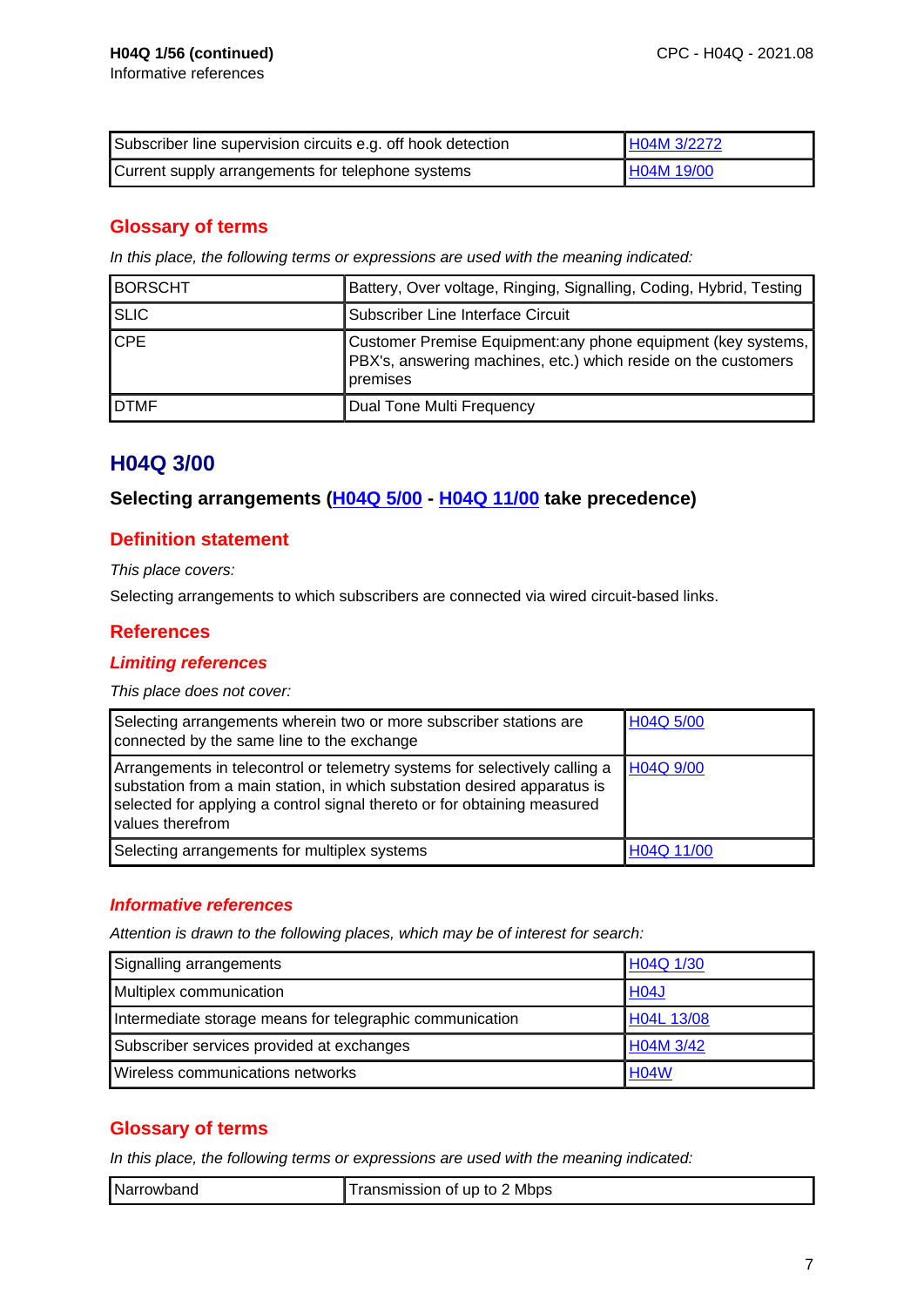**H04Q 1/56 (continued)**

Informative references

| | |
|---|---|
| Subscriber line supervision circuits e.g. off hook detection | H04M 3/2272 |
| Current supply arrangements for telephone systems | H04M 19/00 |

## Glossary of terms

*In this place, the following terms or expressions are used with the meaning indicated:*

| | |
|---|---|
| BORSCHT | Battery, Over voltage, Ringing, Signalling, Coding, Hybrid, Testing |
| SLIC | Subscriber Line Interface Circuit |
| CPE | Customer Premise Equipment:any phone equipment (key systems, PBX's, answering machines, etc.) which reside on the customers premises |
| DTMF | Dual Tone Multi Frequency |

# H04Q 3/00

### Selecting arrangements (H04Q 5/00 - H04Q 11/00 take precedence)

## Definition statement

*This place covers:*

Selecting arrangements to which subscribers are connected via wired circuit-based links.

## References

### *Limiting references*

*This place does not cover:*

| | |
|---|---|
| Selecting arrangements wherein two or more subscriber stations are connected by the same line to the exchange | H04Q 5/00 |
| Arrangements in telecontrol or telemetry systems for selectively calling a substation from a main station, in which substation desired apparatus is selected for applying a control signal thereto or for obtaining measured values therefrom | H04Q 9/00 |
| Selecting arrangements for multiplex systems | H04Q 11/00 |

### *Informative references*

*Attention is drawn to the following places, which may be of interest for search:*

| | |
|---|---|
| Signalling arrangements | H04Q 1/30 |
| Multiplex communication | H04J |
| Intermediate storage means for telegraphic communication | H04L 13/08 |
| Subscriber services provided at exchanges | H04M 3/42 |
| Wireless communications networks | H04W |

## Glossary of terms

*In this place, the following terms or expressions are used with the meaning indicated:*

| | |
|---|---|
| Narrowband | Transmission of up to 2 Mbps |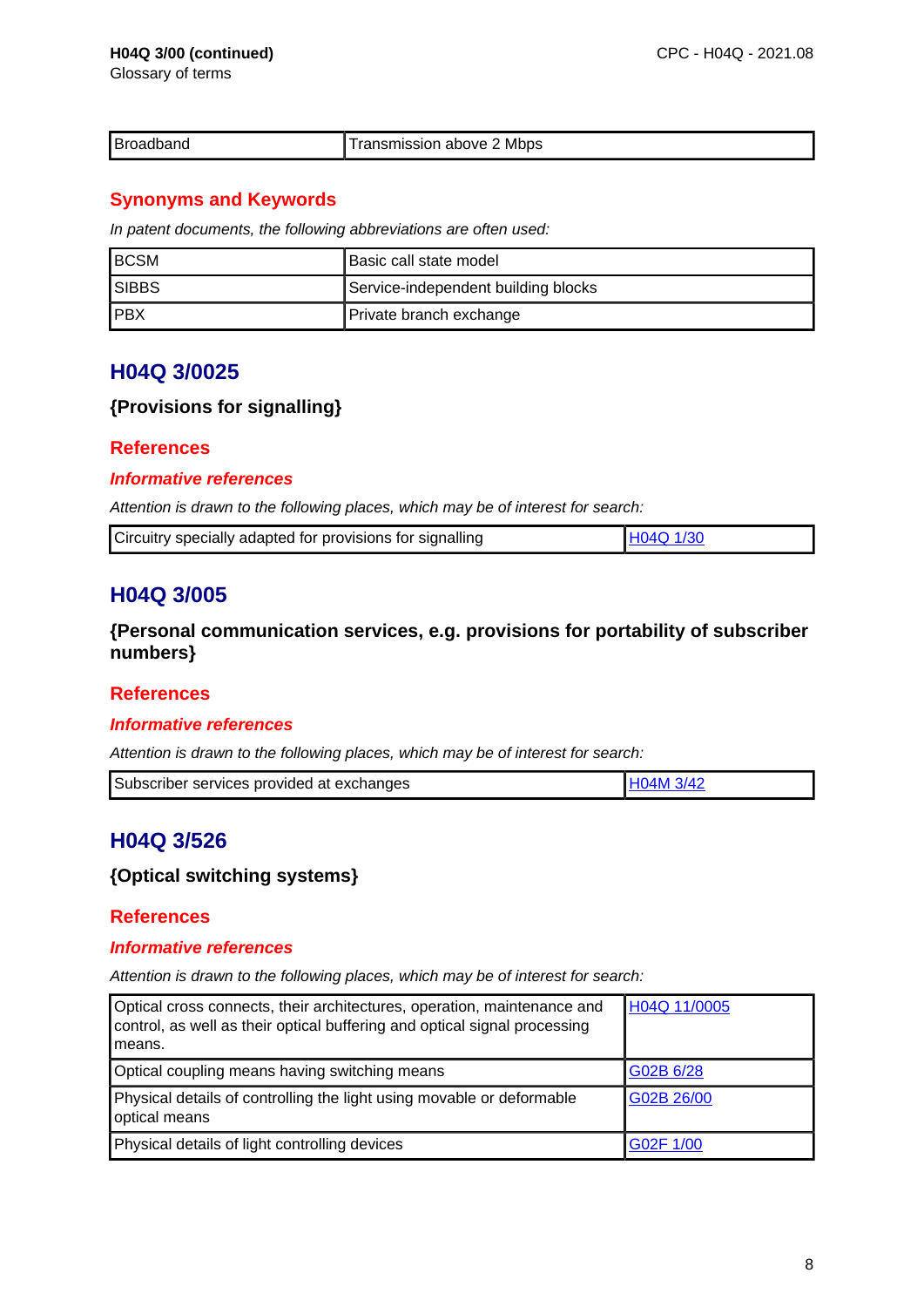| Broadband | Transmission above 2 Mbps |
|---|---|

## Synonyms and Keywords

*In patent documents, the following abbreviations are often used:*

| BCSM | Basic call state model |
|---|---|
| SIBBS | Service-independent building blocks |
| PBX | Private branch exchange |

# H04Q 3/0025

### {Provisions for signalling}

## References

### *Informative references*

*Attention is drawn to the following places, which may be of interest for search:*

| Circuitry specially adapted for provisions for signalling | H04Q 1/30 |
|---|---|

# H04Q 3/005

### {Personal communication services, e.g. provisions for portability of subscriber numbers}

## References

### *Informative references*

*Attention is drawn to the following places, which may be of interest for search:*

| Subscriber services provided at exchanges | H04M 3/42 |
|---|---|

# H04Q 3/526

### {Optical switching systems}

## References

### *Informative references*

*Attention is drawn to the following places, which may be of interest for search:*

| Optical cross connects, their architectures, operation, maintenance and control, as well as their optical buffering and optical signal processing means. | H04Q 11/0005 |
|---|---|
| Optical coupling means having switching means | G02B 6/28 |
| Physical details of controlling the light using movable or deformable optical means | G02B 26/00 |
| Physical details of light controlling devices | G02F 1/00 |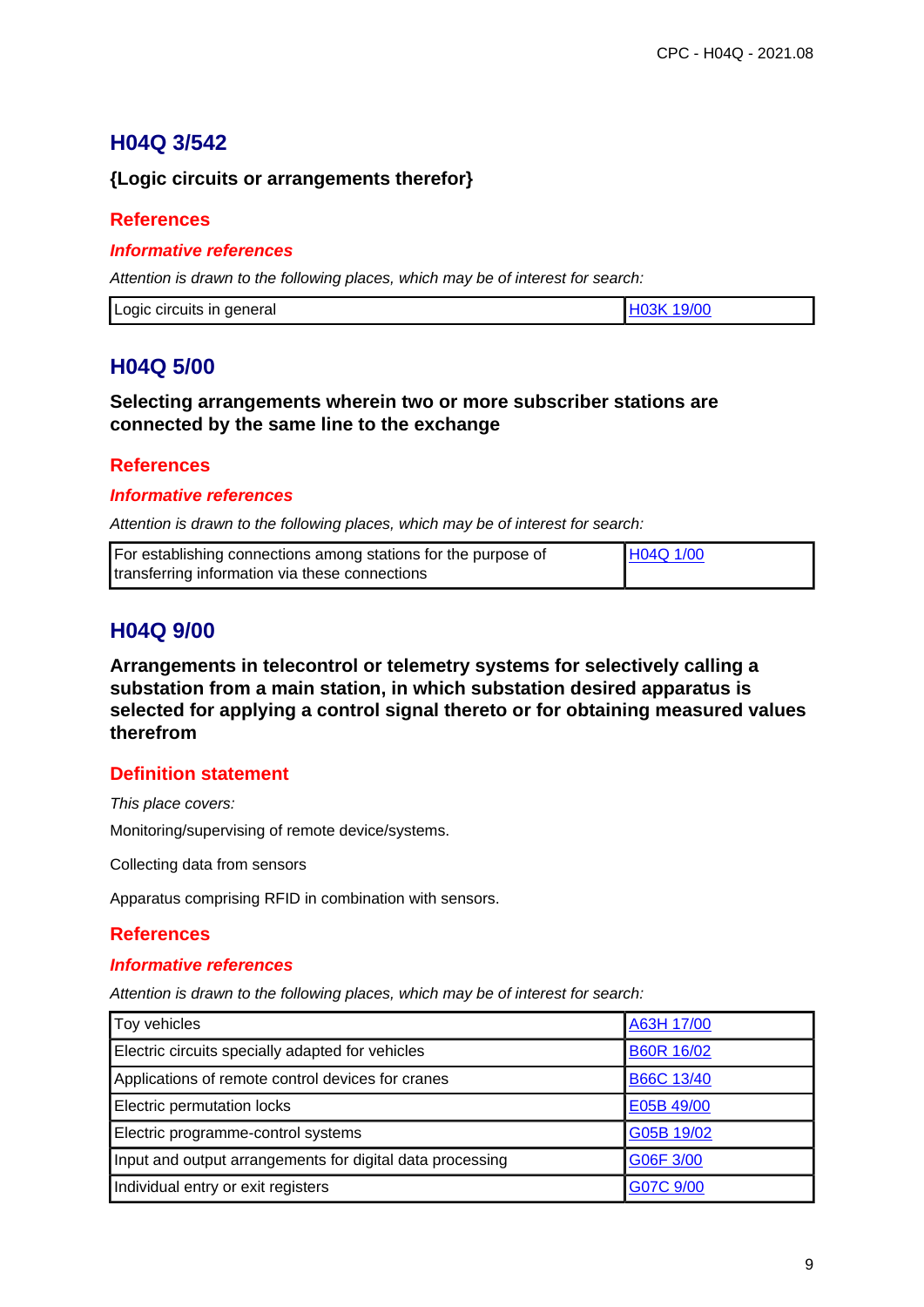# H04Q 3/542

**{Logic circuits or arrangements therefor}**

## References

### *Informative references*

*Attention is drawn to the following places, which may be of interest for search:*

| | |
|---|---|
| Logic circuits in general | H03K 19/00 |

# H04Q 5/00

**Selecting arrangements wherein two or more subscriber stations are connected by the same line to the exchange**

## References

### *Informative references*

*Attention is drawn to the following places, which may be of interest for search:*

| | |
|---|---|
| For establishing connections among stations for the purpose of transferring information via these connections | H04Q 1/00 |

# H04Q 9/00

**Arrangements in telecontrol or telemetry systems for selectively calling a substation from a main station, in which substation desired apparatus is selected for applying a control signal thereto or for obtaining measured values therefrom**

## Definition statement

*This place covers:*

Monitoring/supervising of remote device/systems.

Collecting data from sensors

Apparatus comprising RFID in combination with sensors.

## References

### *Informative references*

*Attention is drawn to the following places, which may be of interest for search:*

| | |
|---|---|
| Toy vehicles | A63H 17/00 |
| Electric circuits specially adapted for vehicles | B60R 16/02 |
| Applications of remote control devices for cranes | B66C 13/40 |
| Electric permutation locks | E05B 49/00 |
| Electric programme-control systems | G05B 19/02 |
| Input and output arrangements for digital data processing | G06F 3/00 |
| Individual entry or exit registers | G07C 9/00 |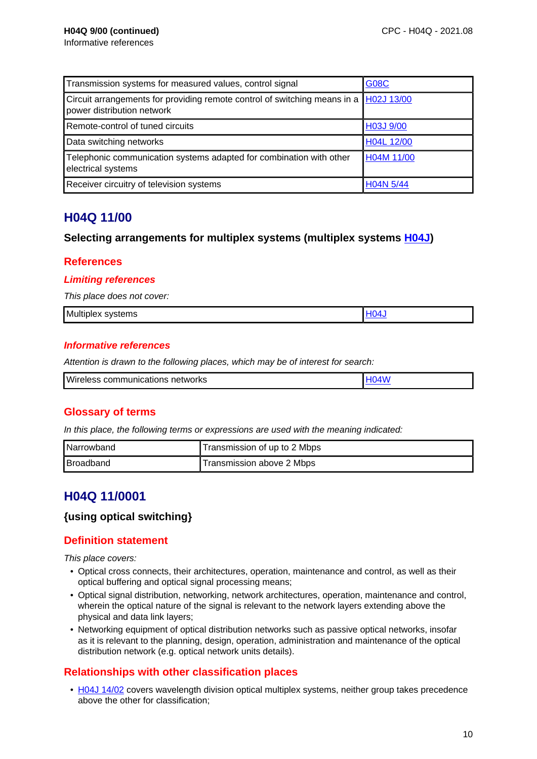**H04Q 9/00 (continued)**
Informative references

| Transmission systems for measured values, control signal | G08C |
|---|---|
| Circuit arrangements for providing remote control of switching means in a power distribution network | H02J 13/00 |
| Remote-control of tuned circuits | H03J 9/00 |
| Data switching networks | H04L 12/00 |
| Telephonic communication systems adapted for combination with other electrical systems | H04M 11/00 |
| Receiver circuitry of television systems | H04N 5/44 |

## H04Q 11/00

### Selecting arrangements for multiplex systems (multiplex systems H04J)

### References

#### *Limiting references*

*This place does not cover:*

| Multiplex systems | H04J |
|---|---|

#### *Informative references*

*Attention is drawn to the following places, which may be of interest for search:*

| Wireless communications networks | H04W |
|---|---|

### Glossary of terms

*In this place, the following terms or expressions are used with the meaning indicated:*

| Narrowband | Transmission of up to 2 Mbps |
|---|---|
| Broadband | Transmission above 2 Mbps |

## H04Q 11/0001

### {using optical switching}

### Definition statement

*This place covers:*

- Optical cross connects, their architectures, operation, maintenance and control, as well as their optical buffering and optical signal processing means;
- Optical signal distribution, networking, network architectures, operation, maintenance and control, wherein the optical nature of the signal is relevant to the network layers extending above the physical and data link layers;
- Networking equipment of optical distribution networks such as passive optical networks, insofar as it is relevant to the planning, design, operation, administration and maintenance of the optical distribution network (e.g. optical network units details).

### Relationships with other classification places

- H04J 14/02 covers wavelength division optical multiplex systems, neither group takes precedence above the other for classification;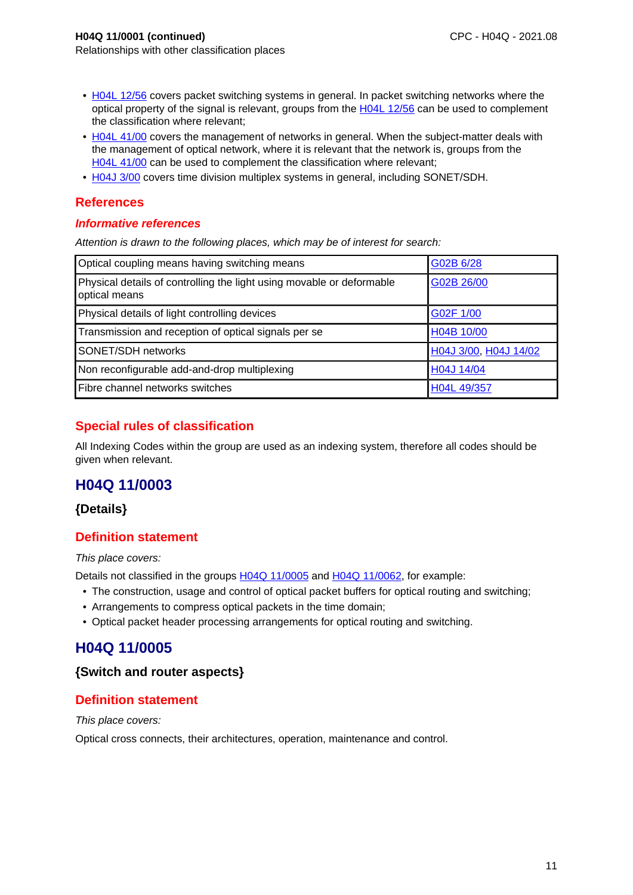**H04Q 11/0001 (continued)**

Relationships with other classification places

- H04L 12/56 covers packet switching systems in general. In packet switching networks where the optical property of the signal is relevant, groups from the H04L 12/56 can be used to complement the classification where relevant;
- H04L 41/00 covers the management of networks in general. When the subject-matter deals with the management of optical network, where it is relevant that the network is, groups from the H04L 41/00 can be used to complement the classification where relevant;
- H04J 3/00 covers time division multiplex systems in general, including SONET/SDH.

## References

### *Informative references*

*Attention is drawn to the following places, which may be of interest for search:*

| | |
|---|---|
| Optical coupling means having switching means | G02B 6/28 |
| Physical details of controlling the light using movable or deformable optical means | G02B 26/00 |
| Physical details of light controlling devices | G02F 1/00 |
| Transmission and reception of optical signals per se | H04B 10/00 |
| SONET/SDH networks | H04J 3/00, H04J 14/02 |
| Non reconfigurable add-and-drop multiplexing | H04J 14/04 |
| Fibre channel networks switches | H04L 49/357 |

## Special rules of classification

All Indexing Codes within the group are used as an indexing system, therefore all codes should be given when relevant.

# H04Q 11/0003

### {Details}

## Definition statement

*This place covers:*

Details not classified in the groups H04Q 11/0005 and H04Q 11/0062, for example:

- The construction, usage and control of optical packet buffers for optical routing and switching;
- Arrangements to compress optical packets in the time domain;
- Optical packet header processing arrangements for optical routing and switching.

# H04Q 11/0005

### {Switch and router aspects}

## Definition statement

*This place covers:*

Optical cross connects, their architectures, operation, maintenance and control.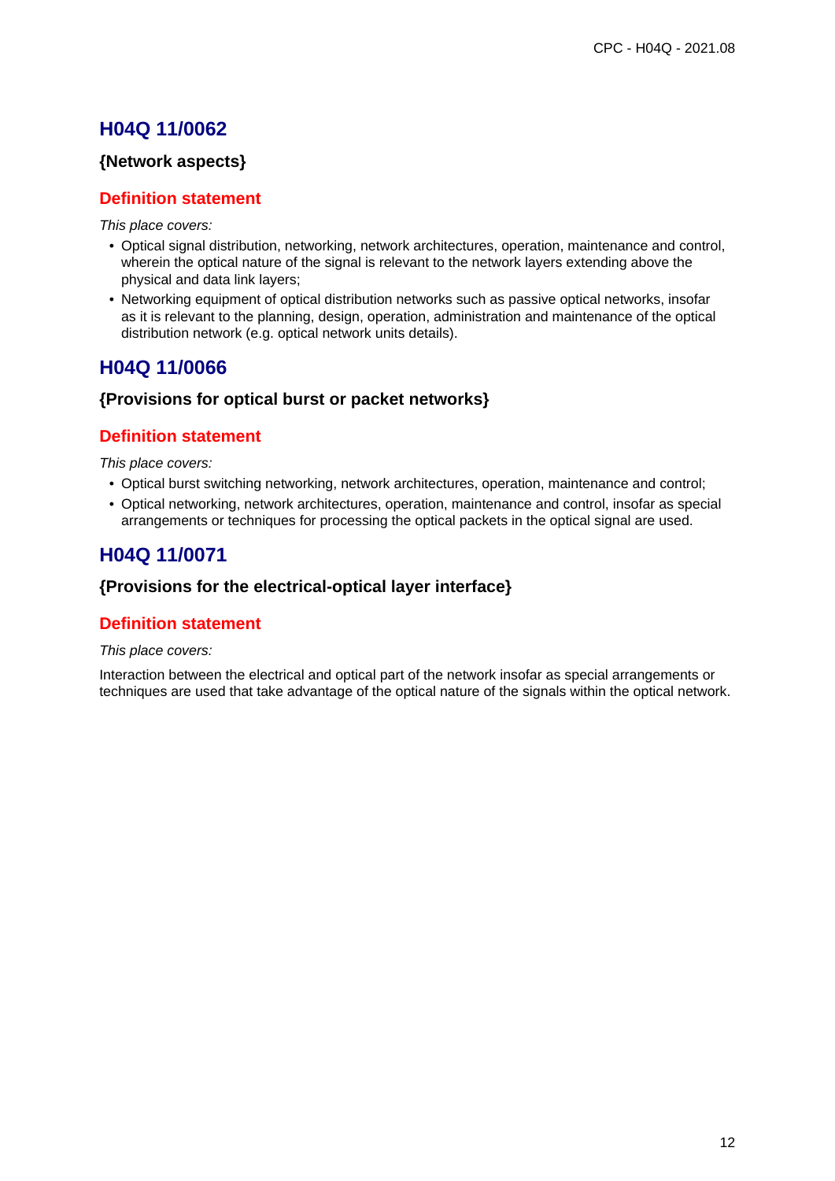## H04Q 11/0062

### {Network aspects}

### Definition statement

*This place covers:*

- Optical signal distribution, networking, network architectures, operation, maintenance and control, wherein the optical nature of the signal is relevant to the network layers extending above the physical and data link layers;
- Networking equipment of optical distribution networks such as passive optical networks, insofar as it is relevant to the planning, design, operation, administration and maintenance of the optical distribution network (e.g. optical network units details).

## H04Q 11/0066

### {Provisions for optical burst or packet networks}

### Definition statement

*This place covers:*

- Optical burst switching networking, network architectures, operation, maintenance and control;
- Optical networking, network architectures, operation, maintenance and control, insofar as special arrangements or techniques for processing the optical packets in the optical signal are used.

## H04Q 11/0071

### {Provisions for the electrical-optical layer interface}

### Definition statement

*This place covers:*

Interaction between the electrical and optical part of the network insofar as special arrangements or techniques are used that take advantage of the optical nature of the signals within the optical network.